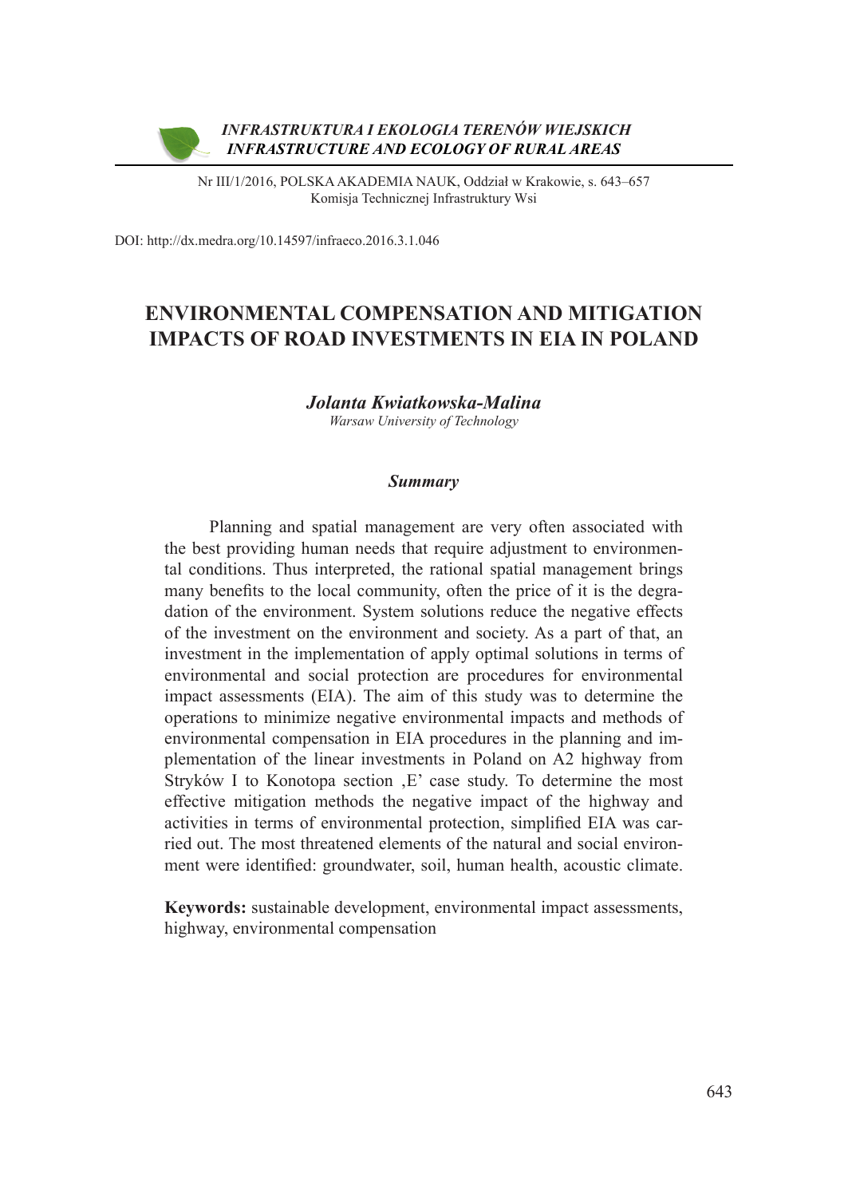DOI: http://dx.medra.org/10.14597/infraeco.2016.3.1.046

# ENVIRONMENTAL COMPENSATION AND MITIGATION IMPACTS OF ROAD INVESTMENTS IN EIA IN POLAND

***Jolanta Kwiatkowska-Malina***
*Warsaw University of Technology*

### *Summary*

Planning and spatial management are very often associated with the best providing human needs that require adjustment to environmental conditions. Thus interpreted, the rational spatial management brings many benefits to the local community, often the price of it is the degradation of the environment. System solutions reduce the negative effects of the investment on the environment and society. As a part of that, an investment in the implementation of apply optimal solutions in terms of environmental and social protection are procedures for environmental impact assessments (EIA). The aim of this study was to determine the operations to minimize negative environmental impacts and methods of environmental compensation in EIA procedures in the planning and implementation of the linear investments in Poland on A2 highway from Stryków I to Konotopa section ‚E' case study. To determine the most effective mitigation methods the negative impact of the highway and activities in terms of environmental protection, simplified EIA was carried out. The most threatened elements of the natural and social environment were identified: groundwater, soil, human health, acoustic climate.

**Keywords:** sustainable development, environmental impact assessments, highway, environmental compensation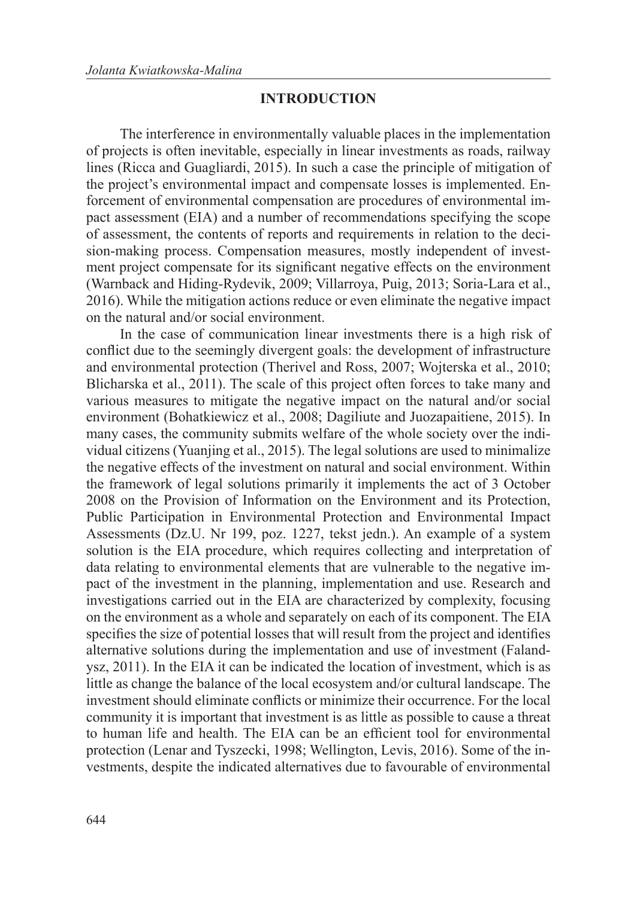## INTRODUCTION

The interference in environmentally valuable places in the implementation of projects is often inevitable, especially in linear investments as roads, railway lines (Ricca and Guagliardi, 2015). In such a case the principle of mitigation of the project's environmental impact and compensate losses is implemented. Enforcement of environmental compensation are procedures of environmental impact assessment (EIA) and a number of recommendations specifying the scope of assessment, the contents of reports and requirements in relation to the decision-making process. Compensation measures, mostly independent of investment project compensate for its significant negative effects on the environment (Warnback and Hiding-Rydevik, 2009; Villarroya, Puig, 2013; Soria-Lara et al., 2016). While the mitigation actions reduce or even eliminate the negative impact on the natural and/or social environment.

In the case of communication linear investments there is a high risk of conflict due to the seemingly divergent goals: the development of infrastructure and environmental protection (Therivel and Ross, 2007; Wojterska et al., 2010; Blicharska et al., 2011). The scale of this project often forces to take many and various measures to mitigate the negative impact on the natural and/or social environment (Bohatkiewicz et al., 2008; Dagiliute and Juozapaitiene, 2015). In many cases, the community submits welfare of the whole society over the individual citizens (Yuanjing et al., 2015). The legal solutions are used to minimalize the negative effects of the investment on natural and social environment. Within the framework of legal solutions primarily it implements the act of 3 October 2008 on the Provision of Information on the Environment and its Protection, Public Participation in Environmental Protection and Environmental Impact Assessments (Dz.U. Nr 199, poz. 1227, tekst jedn.). An example of a system solution is the EIA procedure, which requires collecting and interpretation of data relating to environmental elements that are vulnerable to the negative impact of the investment in the planning, implementation and use. Research and investigations carried out in the EIA are characterized by complexity, focusing on the environment as a whole and separately on each of its component. The EIA specifies the size of potential losses that will result from the project and identifies alternative solutions during the implementation and use of investment (Falandysz, 2011). In the EIA it can be indicated the location of investment, which is as little as change the balance of the local ecosystem and/or cultural landscape. The investment should eliminate conflicts or minimize their occurrence. For the local community it is important that investment is as little as possible to cause a threat to human life and health. The EIA can be an efficient tool for environmental protection (Lenar and Tyszecki, 1998; Wellington, Levis, 2016). Some of the investments, despite the indicated alternatives due to favourable of environmental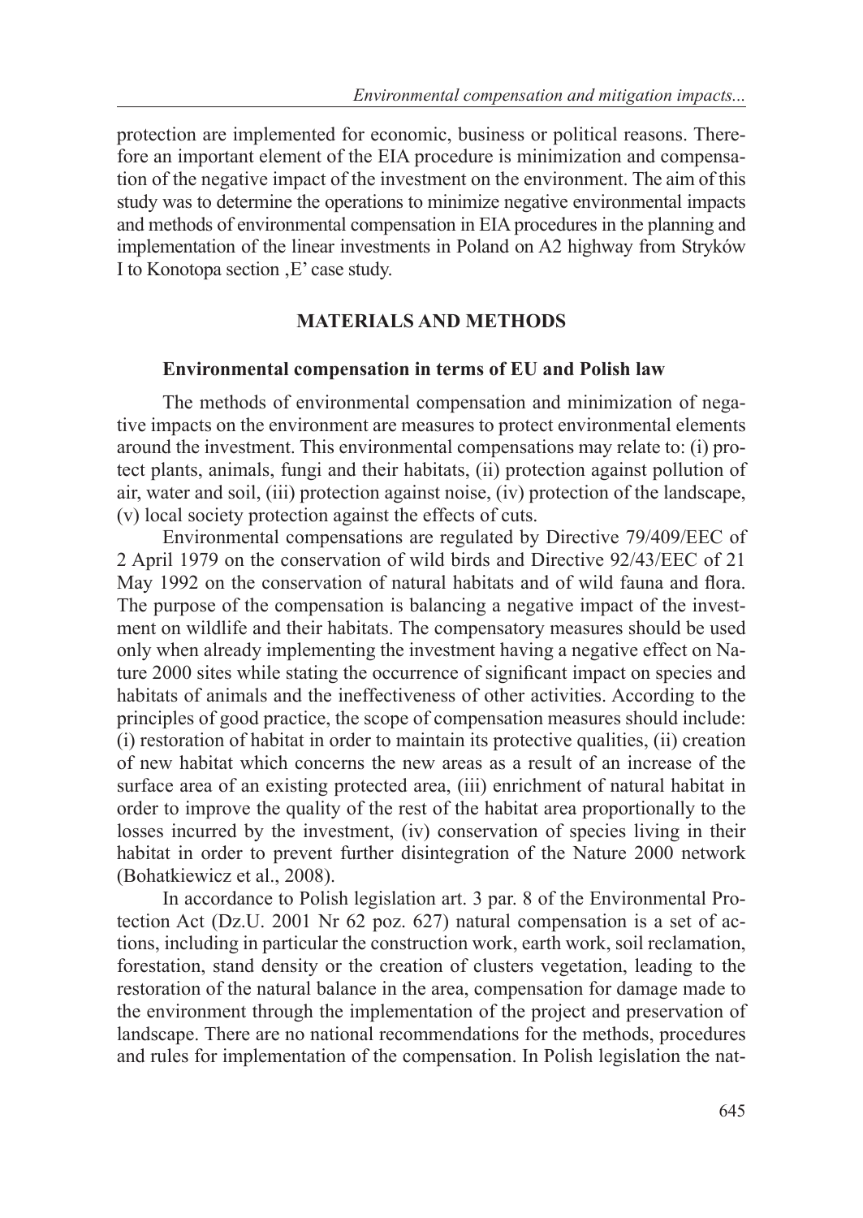protection are implemented for economic, business or political reasons. Therefore an important element of the EIA procedure is minimization and compensation of the negative impact of the investment on the environment. The aim of this study was to determine the operations to minimize negative environmental impacts and methods of environmental compensation in EIA procedures in the planning and implementation of the linear investments in Poland on A2 highway from Stryków I to Konotopa section ‚E' case study.

## MATERIALS AND METHODS

### Environmental compensation in terms of EU and Polish law

The methods of environmental compensation and minimization of negative impacts on the environment are measures to protect environmental elements around the investment. This environmental compensations may relate to: (i) protect plants, animals, fungi and their habitats, (ii) protection against pollution of air, water and soil, (iii) protection against noise, (iv) protection of the landscape, (v) local society protection against the effects of cuts.

Environmental compensations are regulated by Directive 79/409/EEC of 2 April 1979 on the conservation of wild birds and Directive 92/43/EEC of 21 May 1992 on the conservation of natural habitats and of wild fauna and flora. The purpose of the compensation is balancing a negative impact of the investment on wildlife and their habitats. The compensatory measures should be used only when already implementing the investment having a negative effect on Nature 2000 sites while stating the occurrence of significant impact on species and habitats of animals and the ineffectiveness of other activities. According to the principles of good practice, the scope of compensation measures should include: (i) restoration of habitat in order to maintain its protective qualities, (ii) creation of new habitat which concerns the new areas as a result of an increase of the surface area of an existing protected area, (iii) enrichment of natural habitat in order to improve the quality of the rest of the habitat area proportionally to the losses incurred by the investment, (iv) conservation of species living in their habitat in order to prevent further disintegration of the Nature 2000 network (Bohatkiewicz et al., 2008).

In accordance to Polish legislation art. 3 par. 8 of the Environmental Protection Act (Dz.U. 2001 Nr 62 poz. 627) natural compensation is a set of actions, including in particular the construction work, earth work, soil reclamation, forestation, stand density or the creation of clusters vegetation, leading to the restoration of the natural balance in the area, compensation for damage made to the environment through the implementation of the project and preservation of landscape. There are no national recommendations for the methods, procedures and rules for implementation of the compensation. In Polish legislation the nat-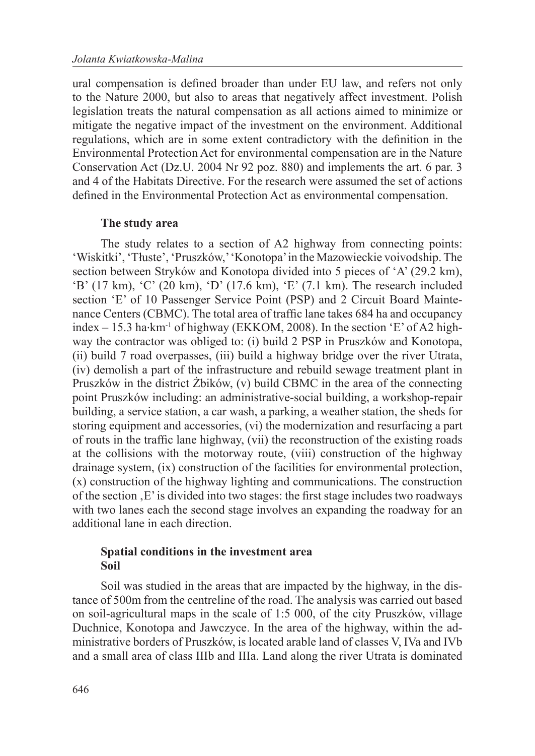ural compensation is defined broader than under EU law, and refers not only to the Nature 2000, but also to areas that negatively affect investment. Polish legislation treats the natural compensation as all actions aimed to minimize or mitigate the negative impact of the investment on the environment. Additional regulations, which are in some extent contradictory with the definition in the Environmental Protection Act for environmental compensation are in the Nature Conservation Act (Dz.U. 2004 Nr 92 poz. 880) and implements the art. 6 par. 3 and 4 of the Habitats Directive. For the research were assumed the set of actions defined in the Environmental Protection Act as environmental compensation.

### The study area

The study relates to a section of A2 highway from connecting points: 'Wiskitki', 'Tłuste', 'Pruszków,' 'Konotopa' in the Mazowieckie voivodship. The section between Stryków and Konotopa divided into 5 pieces of 'A' (29.2 km), 'B' (17 km), 'C' (20 km), 'D' (17.6 km), 'E' (7.1 km). The research included section 'E' of 10 Passenger Service Point (PSP) and 2 Circuit Board Maintenance Centers (CBMC). The total area of traffic lane takes 684 ha and occupancy index – 15.3 ha·km$^{-1}$ of highway (EKKOM, 2008). In the section 'E' of A2 highway the contractor was obligated to: (i) build 2 PSP in Pruszków and Konotopa, (ii) build 7 road overpasses, (iii) build a highway bridge over the river Utrata, (iv) demolish a part of the infrastructure and rebuild sewage treatment plant in Pruszków in the district Żbików, (v) build CBMC in the area of the connecting point Pruszków including: an administrative-social building, a workshop-repair building, a service station, a car wash, a parking, a weather station, the sheds for storing equipment and accessories, (vi) the modernization and resurfacing a part of routs in the traffic lane highway, (vii) the reconstruction of the existing roads at the collisions with the motorway route, (viii) construction of the highway drainage system, (ix) construction of the facilities for environmental protection, (x) construction of the highway lighting and communications. The construction of the section ‚E' is divided into two stages: the first stage includes two roadways with two lanes each the second stage involves an expanding the roadway for an additional lane in each direction.

### Spatial conditions in the investment area

#### Soil

Soil was studied in the areas that are impacted by the highway, in the distance of 500m from the centreline of the road. The analysis was carried out based on soil-agricultural maps in the scale of 1:5 000, of the city Pruszków, village Duchnice, Konotopa and Jawczyce. In the area of the highway, within the administrative borders of Pruszków, is located arable land of classes V, IVa and IVb and a small area of class IIIb and IIIa. Land along the river Utrata is dominated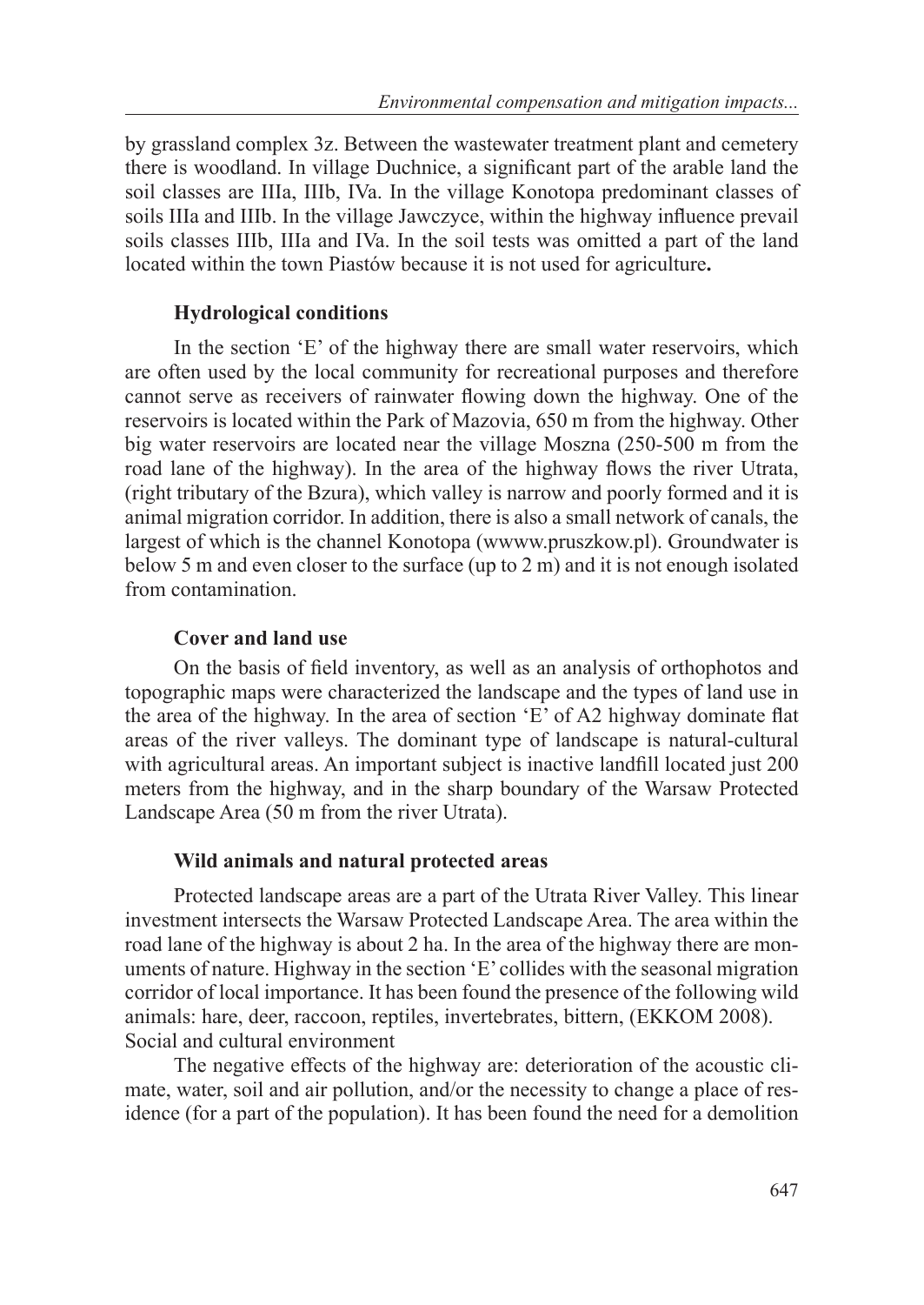by grassland complex 3z. Between the wastewater treatment plant and cemetery there is woodland. In village Duchnice, a significant part of the arable land the soil classes are IIIa, IIIb, IVa. In the village Konotopa predominant classes of soils IIIa and IIIb. In the village Jawczyce, within the highway influence prevail soils classes IIIb, IIIa and IVa. In the soil tests was omitted a part of the land located within the town Piastów because it is not used for agriculture**.**

### Hydrological conditions

In the section 'E' of the highway there are small water reservoirs, which are often used by the local community for recreational purposes and therefore cannot serve as receivers of rainwater flowing down the highway. One of the reservoirs is located within the Park of Mazovia, 650 m from the highway. Other big water reservoirs are located near the village Moszna (250-500 m from the road lane of the highway). In the area of the highway flows the river Utrata, (right tributary of the Bzura), which valley is narrow and poorly formed and it is animal migration corridor. In addition, there is also a small network of canals, the largest of which is the channel Konotopa (wwww.pruszkow.pl). Groundwater is below 5 m and even closer to the surface (up to 2 m) and it is not enough isolated from contamination.

### Cover and land use

On the basis of field inventory, as well as an analysis of orthophotos and topographic maps were characterized the landscape and the types of land use in the area of the highway. In the area of section 'E' of A2 highway dominate flat areas of the river valleys. The dominant type of landscape is natural-cultural with agricultural areas. An important subject is inactive landfill located just 200 meters from the highway, and in the sharp boundary of the Warsaw Protected Landscape Area (50 m from the river Utrata).

### Wild animals and natural protected areas

Protected landscape areas are a part of the Utrata River Valley. This linear investment intersects the Warsaw Protected Landscape Area. The area within the road lane of the highway is about 2 ha. In the area of the highway there are monuments of nature. Highway in the section 'E' collides with the seasonal migration corridor of local importance. It has been found the presence of the following wild animals: hare, deer, raccoon, reptiles, invertebrates, bittern, (EKKOM 2008).

Social and cultural environment

The negative effects of the highway are: deterioration of the acoustic climate, water, soil and air pollution, and/or the necessity to change a place of residence (for a part of the population). It has been found the need for a demolition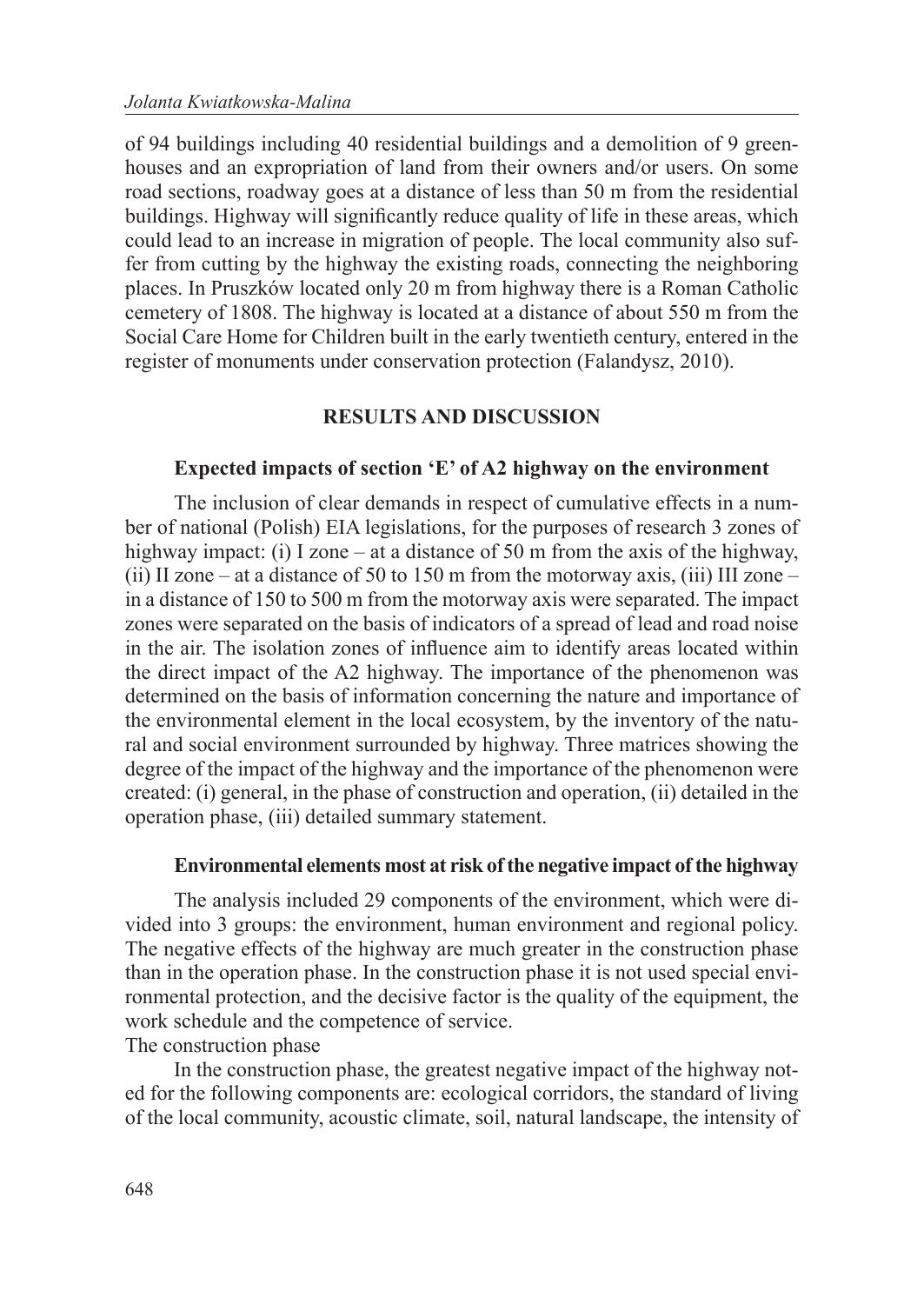of 94 buildings including 40 residential buildings and a demolition of 9 greenhouses and an expropriation of land from their owners and/or users. On some road sections, roadway goes at a distance of less than 50 m from the residential buildings. Highway will significantly reduce quality of life in these areas, which could lead to an increase in migration of people. The local community also suffer from cutting by the highway the existing roads, connecting the neighboring places. In Pruszków located only 20 m from highway there is a Roman Catholic cemetery of 1808. The highway is located at a distance of about 550 m from the Social Care Home for Children built in the early twentieth century, entered in the register of monuments under conservation protection (Falandysz, 2010).

## RESULTS AND DISCUSSION

### Expected impacts of section 'E' of A2 highway on the environment

The inclusion of clear demands in respect of cumulative effects in a number of national (Polish) EIA legislations, for the purposes of research 3 zones of highway impact: (i) I zone – at a distance of 50 m from the axis of the highway, (ii) II zone – at a distance of 50 to 150 m from the motorway axis, (iii) III zone – in a distance of 150 to 500 m from the motorway axis were separated. The impact zones were separated on the basis of indicators of a spread of lead and road noise in the air. The isolation zones of influence aim to identify areas located within the direct impact of the A2 highway. The importance of the phenomenon was determined on the basis of information concerning the nature and importance of the environmental element in the local ecosystem, by the inventory of the natural and social environment surrounded by highway. Three matrices showing the degree of the impact of the highway and the importance of the phenomenon were created: (i) general, in the phase of construction and operation, (ii) detailed in the operation phase, (iii) detailed summary statement.

### Environmental elements most at risk of the negative impact of the highway

The analysis included 29 components of the environment, which were divided into 3 groups: the environment, human environment and regional policy. The negative effects of the highway are much greater in the construction phase than in the operation phase. In the construction phase it is not used special environmental protection, and the decisive factor is the quality of the equipment, the work schedule and the competence of service.

The construction phase

In the construction phase, the greatest negative impact of the highway noted for the following components are: ecological corridors, the standard of living of the local community, acoustic climate, soil, natural landscape, the intensity of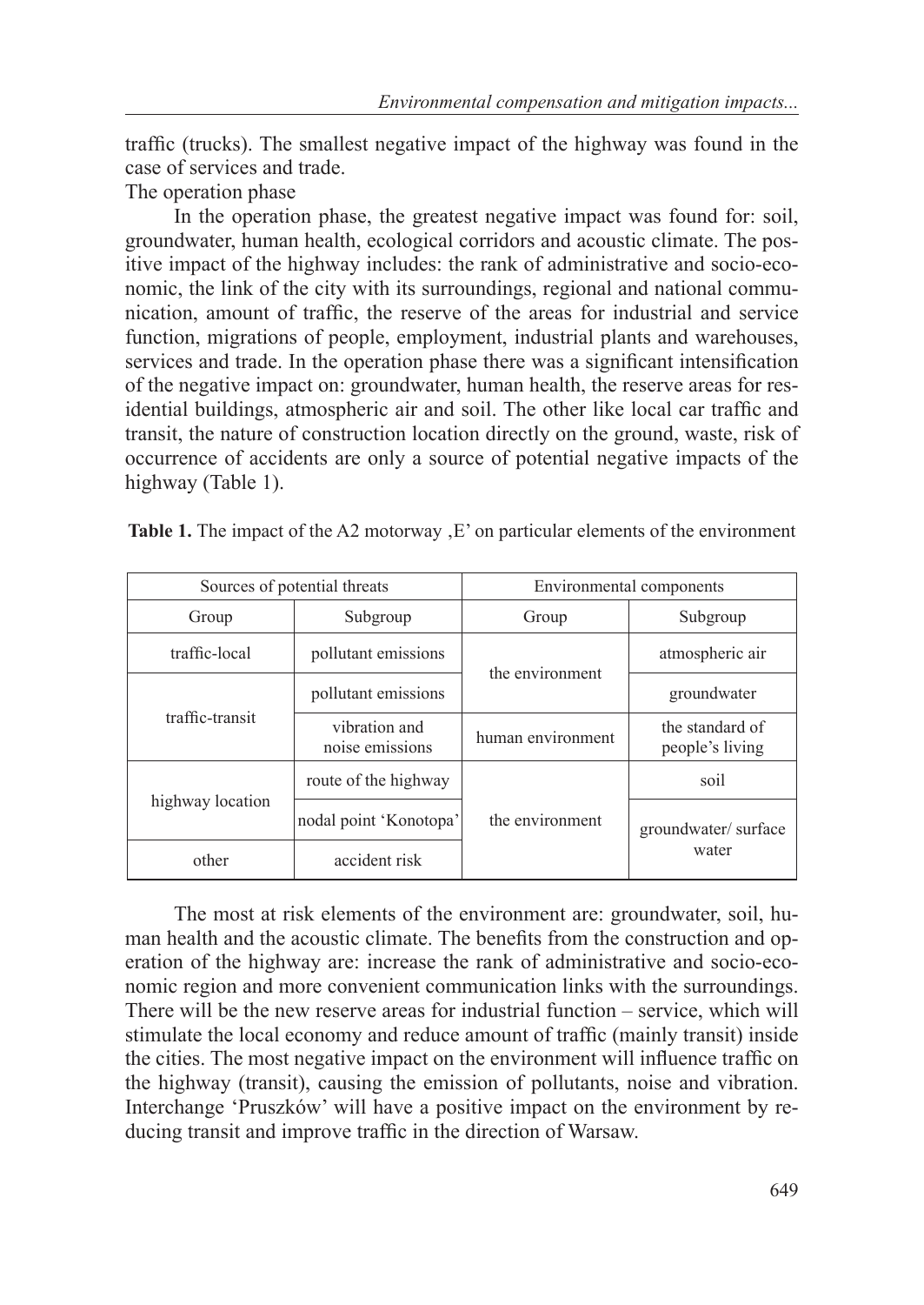traffic (trucks). The smallest negative impact of the highway was found in the case of services and trade.

The operation phase

In the operation phase, the greatest negative impact was found for: soil, groundwater, human health, ecological corridors and acoustic climate. The positive impact of the highway includes: the rank of administrative and socio-economic, the link of the city with its surroundings, regional and national communication, amount of traffic, the reserve of the areas for industrial and service function, migrations of people, employment, industrial plants and warehouses, services and trade. In the operation phase there was a significant intensification of the negative impact on: groundwater, human health, the reserve areas for residential buildings, atmospheric air and soil. The other like local car traffic and transit, the nature of construction location directly on the ground, waste, risk of occurrence of accidents are only a source of potential negative impacts of the highway (Table 1).

**Table 1.** The impact of the A2 motorway ,E' on particular elements of the environment

| Sources of potential threats | | Environmental components | |
|---|---|---|---|
| Group | Subgroup | Group | Subgroup |
| traffic-local | pollutant emissions | the environment | atmospheric air |
| traffic-transit | pollutant emissions | | groundwater |
| | vibration and noise emissions | human environment | the standard of people's living |
| highway location | route of the highway | the environment | soil |
| | nodal point 'Konotopa' | | groundwater/ surface water |
| other | accident risk | | |

The most at risk elements of the environment are: groundwater, soil, human health and the acoustic climate. The benefits from the construction and operation of the highway are: increase the rank of administrative and socio-economic region and more convenient communication links with the surroundings. There will be the new reserve areas for industrial function – service, which will stimulate the local economy and reduce amount of traffic (mainly transit) inside the cities. The most negative impact on the environment will influence traffic on the highway (transit), causing the emission of pollutants, noise and vibration. Interchange 'Pruszków' will have a positive impact on the environment by reducing transit and improve traffic in the direction of Warsaw.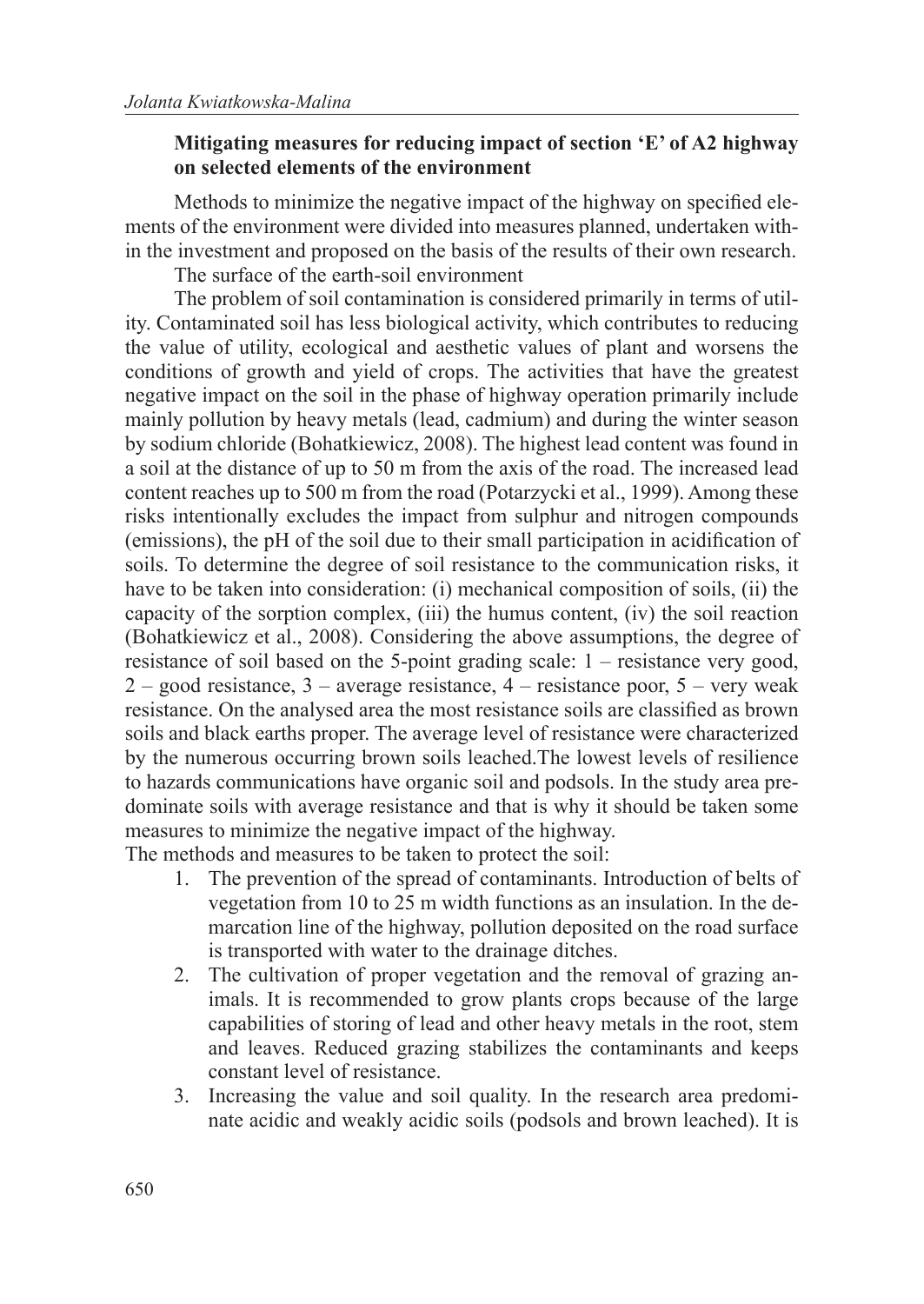**Mitigating measures for reducing impact of section 'E' of A2 highway on selected elements of the environment**

Methods to minimize the negative impact of the highway on specified elements of the environment were divided into measures planned, undertaken within the investment and proposed on the basis of the results of their own research.

The surface of the earth-soil environment

The problem of soil contamination is considered primarily in terms of utility. Contaminated soil has less biological activity, which contributes to reducing the value of utility, ecological and aesthetic values of plant and worsens the conditions of growth and yield of crops. The activities that have the greatest negative impact on the soil in the phase of highway operation primarily include mainly pollution by heavy metals (lead, cadmium) and during the winter season by sodium chloride (Bohatkiewicz, 2008). The highest lead content was found in a soil at the distance of up to 50 m from the axis of the road. The increased lead content reaches up to 500 m from the road (Potarzycki et al., 1999). Among these risks intentionally excludes the impact from sulphur and nitrogen compounds (emissions), the pH of the soil due to their small participation in acidification of soils. To determine the degree of soil resistance to the communication risks, it have to be taken into consideration: (i) mechanical composition of soils, (ii) the capacity of the sorption complex, (iii) the humus content, (iv) the soil reaction (Bohatkiewicz et al., 2008). Considering the above assumptions, the degree of resistance of soil based on the 5-point grading scale: 1 – resistance very good, 2 – good resistance, 3 – average resistance, 4 – resistance poor, 5 – very weak resistance. On the analysed area the most resistance soils are classified as brown soils and black earths proper. The average level of resistance were characterized by the numerous occurring brown soils leached.The lowest levels of resilience to hazards communications have organic soil and podsols. In the study area predominate soils with average resistance and that is why it should be taken some measures to minimize the negative impact of the highway.

The methods and measures to be taken to protect the soil:

1. The prevention of the spread of contaminants. Introduction of belts of vegetation from 10 to 25 m width functions as an insulation. In the demarcation line of the highway, pollution deposited on the road surface is transported with water to the drainage ditches.
2. The cultivation of proper vegetation and the removal of grazing animals. It is recommended to grow plants crops because of the large capabilities of storing of lead and other heavy metals in the root, stem and leaves. Reduced grazing stabilizes the contaminants and keeps constant level of resistance.
3. Increasing the value and soil quality. In the research area predominate acidic and weakly acidic soils (podsols and brown leached). It is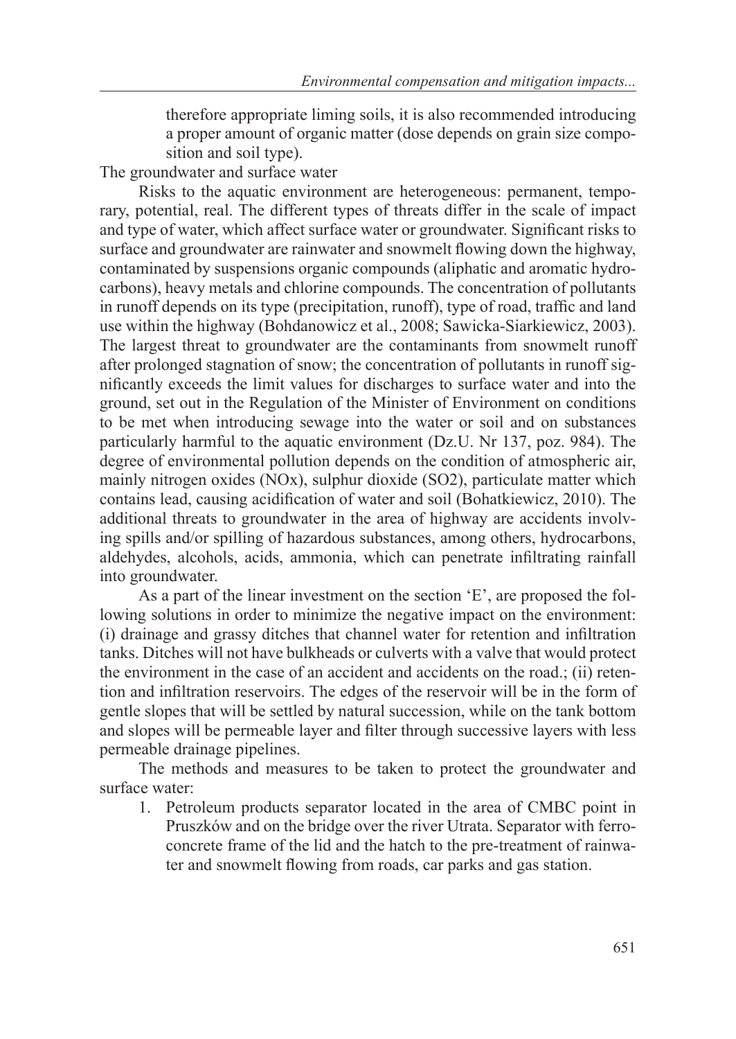therefore appropriate liming soils, it is also recommended introducing a proper amount of organic matter (dose depends on grain size composition and soil type).

The groundwater and surface water

Risks to the aquatic environment are heterogeneous: permanent, temporary, potential, real. The different types of threats differ in the scale of impact and type of water, which affect surface water or groundwater. Significant risks to surface and groundwater are rainwater and snowmelt flowing down the highway, contaminated by suspensions organic compounds (aliphatic and aromatic hydrocarbons), heavy metals and chlorine compounds. The concentration of pollutants in runoff depends on its type (precipitation, runoff), type of road, traffic and land use within the highway (Bohdanowicz et al., 2008; Sawicka-Siarkiewicz, 2003). The largest threat to groundwater are the contaminants from snowmelt runoff after prolonged stagnation of snow; the concentration of pollutants in runoff significantly exceeds the limit values for discharges to surface water and into the ground, set out in the Regulation of the Minister of Environment on conditions to be met when introducing sewage into the water or soil and on substances particularly harmful to the aquatic environment (Dz.U. Nr 137, poz. 984). The degree of environmental pollution depends on the condition of atmospheric air, mainly nitrogen oxides (NOx), sulphur dioxide ($SO2$), particulate matter which contains lead, causing acidification of water and soil (Bohatkiewicz, 2010). The additional threats to groundwater in the area of highway are accidents involving spills and/or spilling of hazardous substances, among others, hydrocarbons, aldehydes, alcohols, acids, ammonia, which can penetrate infiltrating rainfall into groundwater.

As a part of the linear investment on the section 'E', are proposed the following solutions in order to minimize the negative impact on the environment: (i) drainage and grassy ditches that channel water for retention and infiltration tanks. Ditches will not have bulkheads or culverts with a valve that would protect the environment in the case of an accident and accidents on the road.; (ii) retention and infiltration reservoirs. The edges of the reservoir will be in the form of gentle slopes that will be settled by natural succession, while on the tank bottom and slopes will be permeable layer and filter through successive layers with less permeable drainage pipelines.

The methods and measures to be taken to protect the groundwater and surface water:

1. Petroleum products separator located in the area of CMBC point in Pruszków and on the bridge over the river Utrata. Separator with ferroconcrete frame of the lid and the hatch to the pre-treatment of rainwater and snowmelt flowing from roads, car parks and gas station.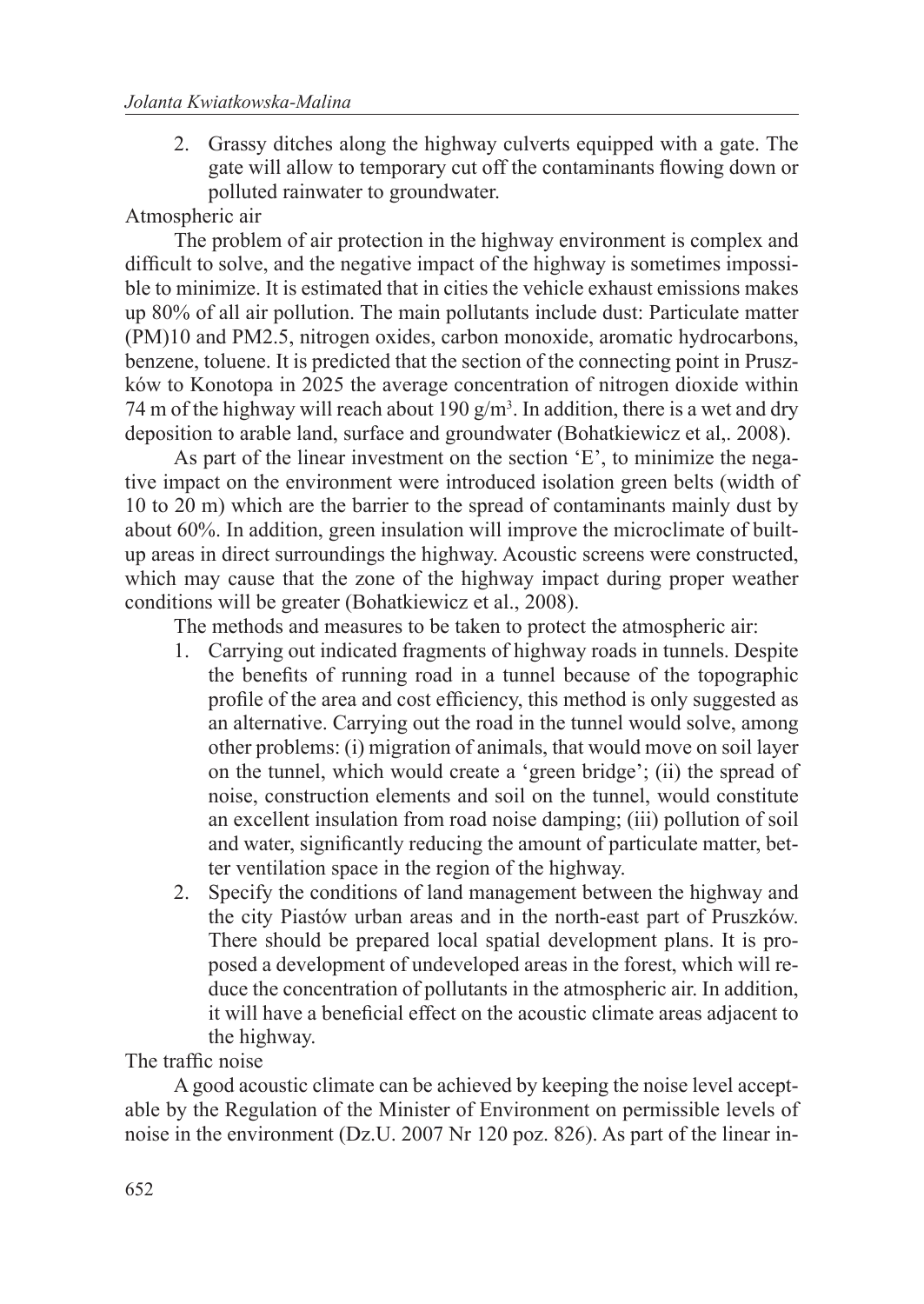2. Grassy ditches along the highway culverts equipped with a gate. The gate will allow to temporary cut off the contaminants flowing down or polluted rainwater to groundwater.

Atmospheric air

The problem of air protection in the highway environment is complex and difficult to solve, and the negative impact of the highway is sometimes impossible to minimize. It is estimated that in cities the vehicle exhaust emissions makes up 80% of all air pollution. The main pollutants include dust: Particulate matter (PM)10 and PM2.5, nitrogen oxides, carbon monoxide, aromatic hydrocarbons, benzene, toluene. It is predicted that the section of the connecting point in Pruszków to Konotopa in 2025 the average concentration of nitrogen dioxide within 74 m of the highway will reach about 190 $g/m^3$. In addition, there is a wet and dry deposition to arable land, surface and groundwater (Bohatkiewicz et al,. 2008).

As part of the linear investment on the section 'E', to minimize the negative impact on the environment were introduced isolation green belts (width of 10 to 20 m) which are the barrier to the spread of contaminants mainly dust by about 60%. In addition, green insulation will improve the microclimate of built-up areas in direct surroundings the highway. Acoustic screens were constructed, which may cause that the zone of the highway impact during proper weather conditions will be greater (Bohatkiewicz et al., 2008).

The methods and measures to be taken to protect the atmospheric air:

1. Carrying out indicated fragments of highway roads in tunnels. Despite the benefits of running road in a tunnel because of the topographic profile of the area and cost efficiency, this method is only suggested as an alternative. Carrying out the road in the tunnel would solve, among other problems: (i) migration of animals, that would move on soil layer on the tunnel, which would create a 'green bridge'; (ii) the spread of noise, construction elements and soil on the tunnel, would constitute an excellent insulation from road noise damping; (iii) pollution of soil and water, significantly reducing the amount of particulate matter, better ventilation space in the region of the highway.
2. Specify the conditions of land management between the highway and the city Piastów urban areas and in the north-east part of Pruszków. There should be prepared local spatial development plans. It is proposed a development of undeveloped areas in the forest, which will reduce the concentration of pollutants in the atmospheric air. In addition, it will have a beneficial effect on the acoustic climate areas adjacent to the highway.

The traffic noise

A good acoustic climate can be achieved by keeping the noise level acceptable by the Regulation of the Minister of Environment on permissible levels of noise in the environment (Dz.U. 2007 Nr 120 poz. 826). As part of the linear in-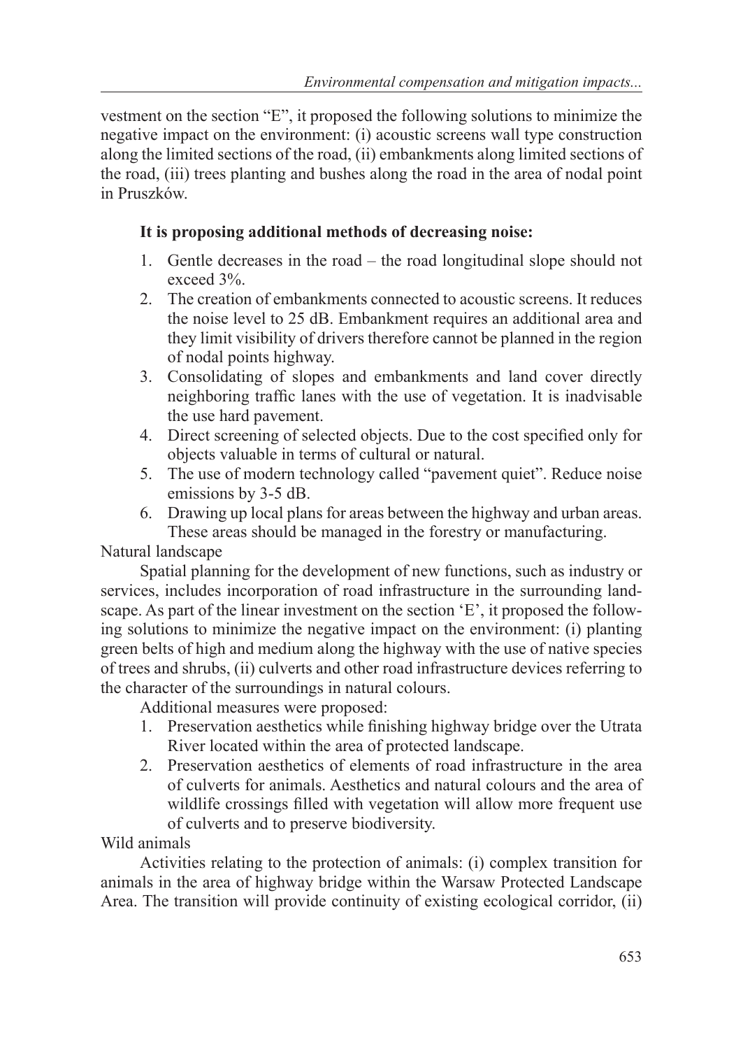vestment on the section "E", it proposed the following solutions to minimize the negative impact on the environment: (i) acoustic screens wall type construction along the limited sections of the road, (ii) embankments along limited sections of the road, (iii) trees planting and bushes along the road in the area of nodal point in Pruszków.

**It is proposing additional methods of decreasing noise:**

1. Gentle decreases in the road – the road longitudinal slope should not exceed 3%.
2. The creation of embankments connected to acoustic screens. It reduces the noise level to 25 dB. Embankment requires an additional area and they limit visibility of drivers therefore cannot be planned in the region of nodal points highway.
3. Consolidating of slopes and embankments and land cover directly neighboring traffic lanes with the use of vegetation. It is inadvisable the use hard pavement.
4. Direct screening of selected objects. Due to the cost specified only for objects valuable in terms of cultural or natural.
5. The use of modern technology called "pavement quiet". Reduce noise emissions by 3-5 dB.
6. Drawing up local plans for areas between the highway and urban areas. These areas should be managed in the forestry or manufacturing.

Natural landscape

Spatial planning for the development of new functions, such as industry or services, includes incorporation of road infrastructure in the surrounding landscape. As part of the linear investment on the section 'E', it proposed the following solutions to minimize the negative impact on the environment: (i) planting green belts of high and medium along the highway with the use of native species of trees and shrubs, (ii) culverts and other road infrastructure devices referring to the character of the surroundings in natural colours.

Additional measures were proposed:

1. Preservation aesthetics while finishing highway bridge over the Utrata River located within the area of protected landscape.
2. Preservation aesthetics of elements of road infrastructure in the area of culverts for animals. Aesthetics and natural colours and the area of wildlife crossings filled with vegetation will allow more frequent use of culverts and to preserve biodiversity.

Wild animals

Activities relating to the protection of animals: (i) complex transition for animals in the area of highway bridge within the Warsaw Protected Landscape Area. The transition will provide continuity of existing ecological corridor, (ii)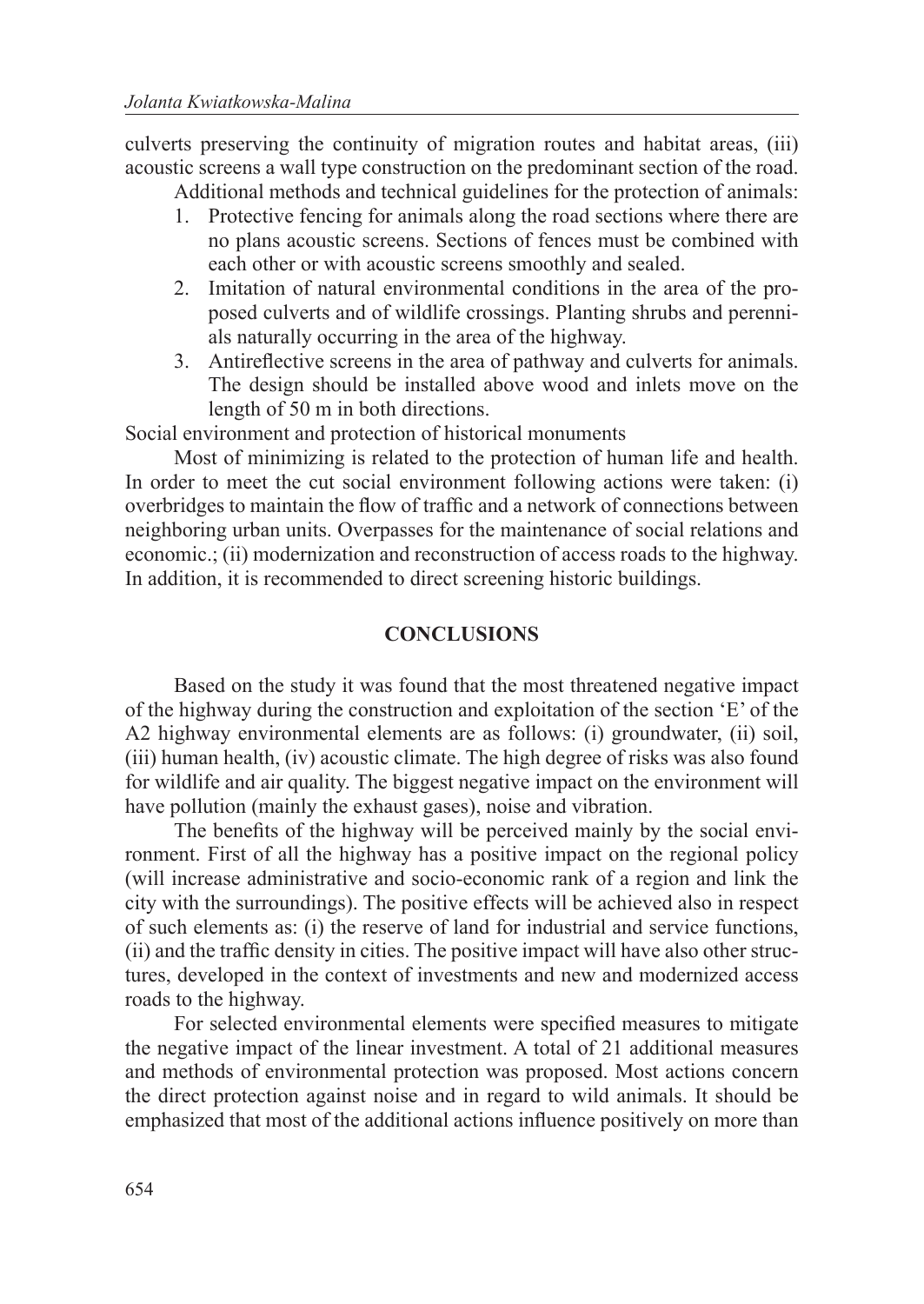culverts preserving the continuity of migration routes and habitat areas, (iii) acoustic screens a wall type construction on the predominant section of the road.

Additional methods and technical guidelines for the protection of animals:

1. Protective fencing for animals along the road sections where there are no plans acoustic screens. Sections of fences must be combined with each other or with acoustic screens smoothly and sealed.
2. Imitation of natural environmental conditions in the area of the proposed culverts and of wildlife crossings. Planting shrubs and perennials naturally occurring in the area of the highway.
3. Antireflective screens in the area of pathway and culverts for animals. The design should be installed above wood and inlets move on the length of 50 m in both directions.

Social environment and protection of historical monuments

Most of minimizing is related to the protection of human life and health. In order to meet the cut social environment following actions were taken: (i) overbridges to maintain the flow of traffic and a network of connections between neighboring urban units. Overpasses for the maintenance of social relations and economic.; (ii) modernization and reconstruction of access roads to the highway. In addition, it is recommended to direct screening historic buildings.

## CONCLUSIONS

Based on the study it was found that the most threatened negative impact of the highway during the construction and exploitation of the section 'E' of the A2 highway environmental elements are as follows: (i) groundwater, (ii) soil, (iii) human health, (iv) acoustic climate. The high degree of risks was also found for wildlife and air quality. The biggest negative impact on the environment will have pollution (mainly the exhaust gases), noise and vibration.

The benefits of the highway will be perceived mainly by the social environment. First of all the highway has a positive impact on the regional policy (will increase administrative and socio-economic rank of a region and link the city with the surroundings). The positive effects will be achieved also in respect of such elements as: (i) the reserve of land for industrial and service functions, (ii) and the traffic density in cities. The positive impact will have also other structures, developed in the context of investments and new and modernized access roads to the highway.

For selected environmental elements were specified measures to mitigate the negative impact of the linear investment. A total of 21 additional measures and methods of environmental protection was proposed. Most actions concern the direct protection against noise and in regard to wild animals. It should be emphasized that most of the additional actions influence positively on more than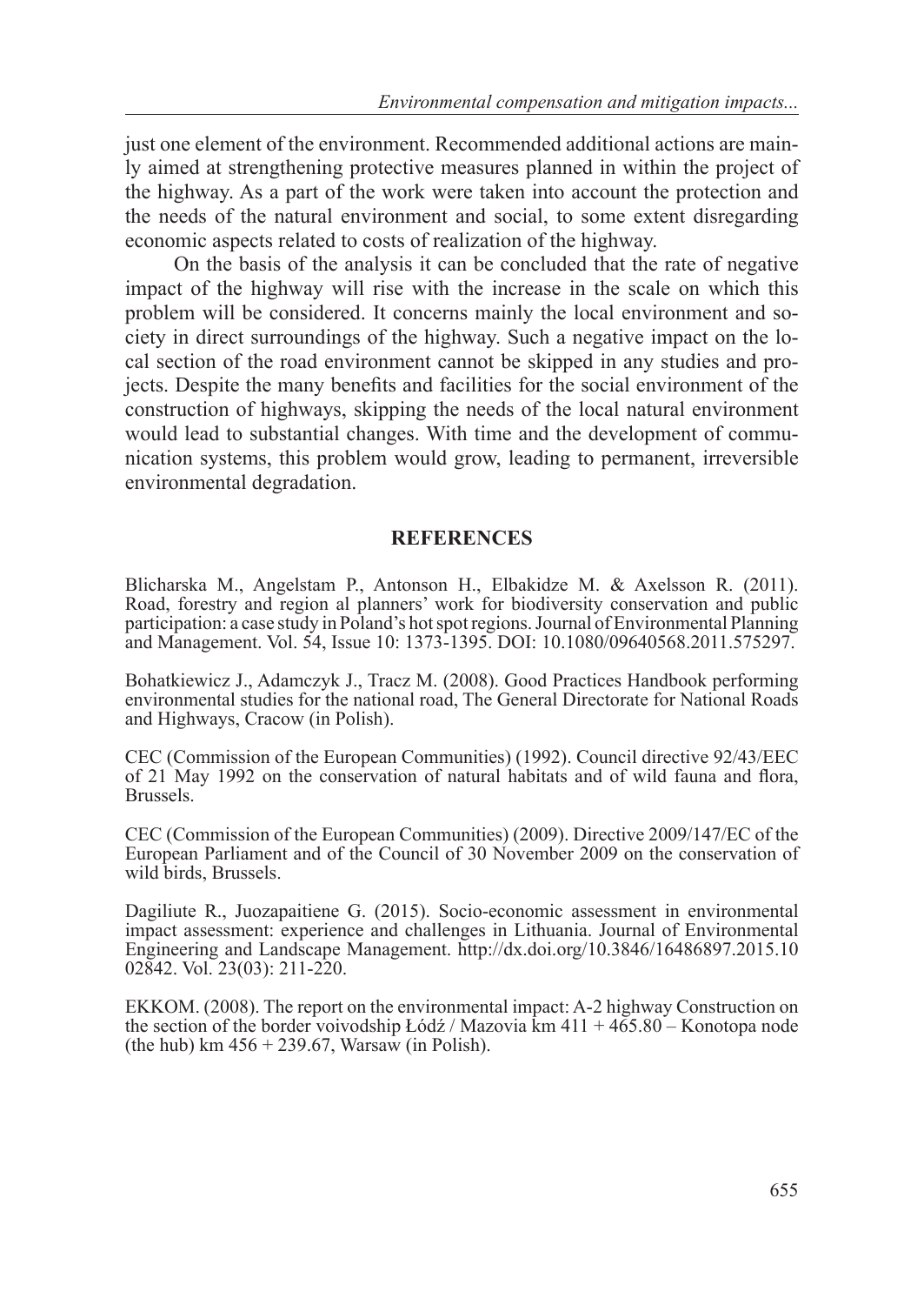just one element of the environment. Recommended additional actions are mainly aimed at strengthening protective measures planned in within the project of the highway. As a part of the work were taken into account the protection and the needs of the natural environment and social, to some extent disregarding economic aspects related to costs of realization of the highway.

On the basis of the analysis it can be concluded that the rate of negative impact of the highway will rise with the increase in the scale on which this problem will be considered. It concerns mainly the local environment and society in direct surroundings of the highway. Such a negative impact on the local section of the road environment cannot be skipped in any studies and projects. Despite the many benefits and facilities for the social environment of the construction of highways, skipping the needs of the local natural environment would lead to substantial changes. With time and the development of communication systems, this problem would grow, leading to permanent, irreversible environmental degradation.

## REFERENCES

Blicharska M., Angelstam P., Antonson H., Elbakidze M. & Axelsson R. (2011). Road, forestry and region al planners' work for biodiversity conservation and public participation: a case study in Poland's hot spot regions. Journal of Environmental Planning and Management. Vol. 54, Issue 10: 1373-1395. DOI: 10.1080/09640568.2011.575297.

Bohatkiewicz J., Adamczyk J., Tracz M. (2008). Good Practices Handbook performing environmental studies for the national road, The General Directorate for National Roads and Highways, Cracow (in Polish).

CEC (Commission of the European Communities) (1992). Council directive 92/43/EEC of 21 May 1992 on the conservation of natural habitats and of wild fauna and flora, Brussels.

CEC (Commission of the European Communities) (2009). Directive 2009/147/EC of the European Parliament and of the Council of 30 November 2009 on the conservation of wild birds, Brussels.

Dagiliute R., Juozapaitiene G. (2015). Socio-economic assessment in environmental impact assessment: experience and challenges in Lithuania. Journal of Environmental Engineering and Landscape Management. http://dx.doi.org/10.3846/16486897.2015.1002842. Vol. 23(03): 211-220.

EKKOM. (2008). The report on the environmental impact: A-2 highway Construction on the section of the border voivodship Łódź / Mazovia km 411 + 465.80 – Konotopa node (the hub) km 456 + 239.67, Warsaw (in Polish).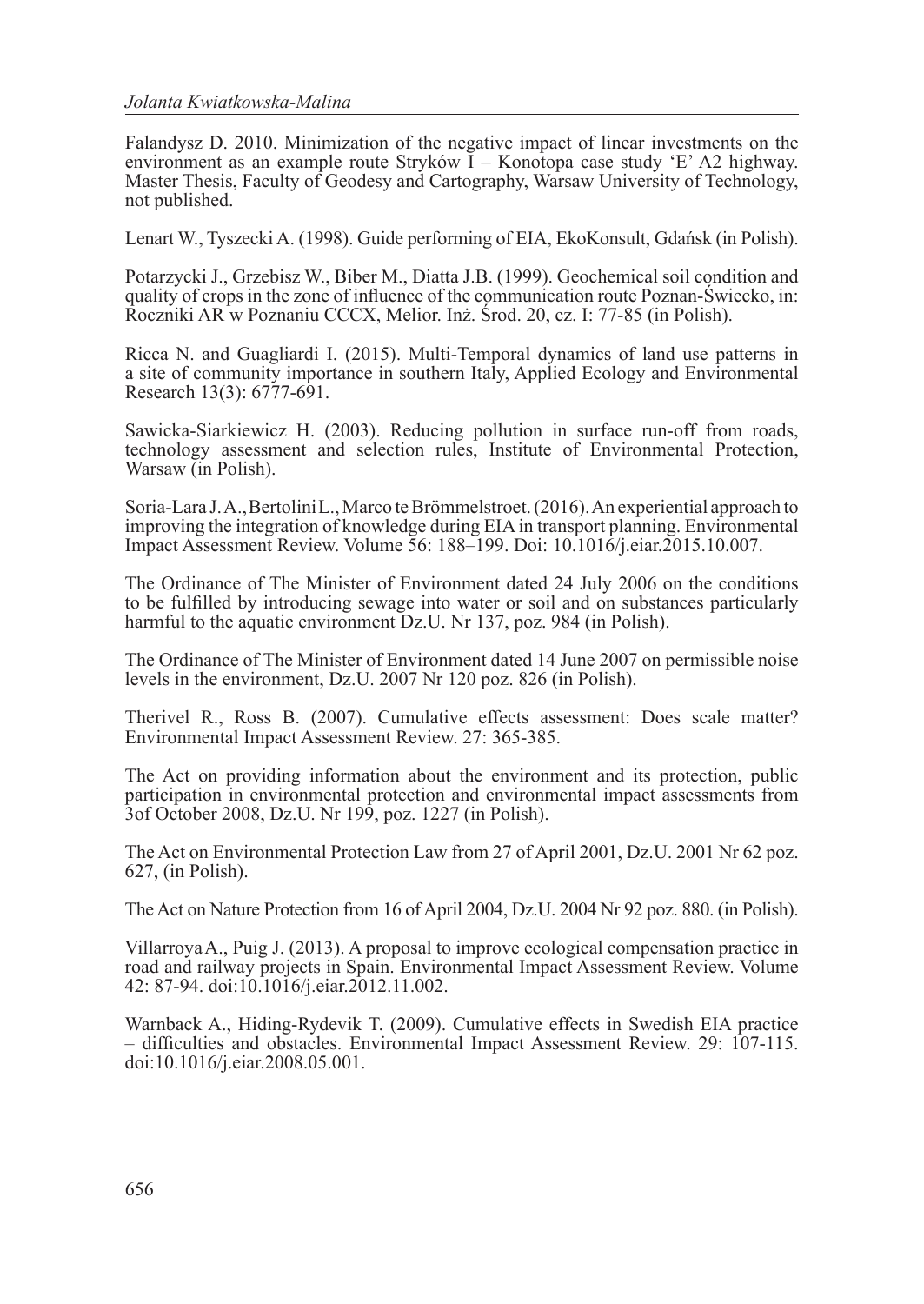Falandysz D. 2010. Minimization of the negative impact of linear investments on the environment as an example route Stryków I – Konotopa case study 'E' A2 highway. Master Thesis, Faculty of Geodesy and Cartography, Warsaw University of Technology, not published.

Lenart W., Tyszecki A. (1998). Guide performing of EIA, EkoKonsult, Gdańsk (in Polish).

Potarzycki J., Grzebisz W., Biber M., Diatta J.B. (1999). Geochemical soil condition and quality of crops in the zone of influence of the communication route Poznan-Świecko, in: Roczniki AR w Poznaniu CCCX, Melior. Inż. Środ. 20, cz. I: 77-85 (in Polish).

Ricca N. and Guagliardi I. (2015). Multi-Temporal dynamics of land use patterns in a site of community importance in southern Italy, Applied Ecology and Environmental Research 13(3): 6777-691.

Sawicka-Siarkiewicz H. (2003). Reducing pollution in surface run-off from roads, technology assessment and selection rules, Institute of Environmental Protection, Warsaw (in Polish).

Soria-Lara J.A., Bertolini L., Marco te Brömmelstroet. (2016). An experiential approach to improving the integration of knowledge during EIA in transport planning. Environmental Impact Assessment Review. Volume 56: 188–199. Doi: 10.1016/j.eiar.2015.10.007.

The Ordinance of The Minister of Environment dated 24 July 2006 on the conditions to be fulfilled by introducing sewage into water or soil and on substances particularly harmful to the aquatic environment Dz.U. Nr 137, poz. 984 (in Polish).

The Ordinance of The Minister of Environment dated 14 June 2007 on permissible noise levels in the environment, Dz.U. 2007 Nr 120 poz. 826 (in Polish).

Therivel R., Ross B. (2007). Cumulative effects assessment: Does scale matter? Environmental Impact Assessment Review. 27: 365-385.

The Act on providing information about the environment and its protection, public participation in environmental protection and environmental impact assessments from 3of October 2008, Dz.U. Nr 199, poz. 1227 (in Polish).

The Act on Environmental Protection Law from 27 of April 2001, Dz.U. 2001 Nr 62 poz. 627, (in Polish).

The Act on Nature Protection from 16 of April 2004, Dz.U. 2004 Nr 92 poz. 880. (in Polish).

Villarroya A., Puig J. (2013). A proposal to improve ecological compensation practice in road and railway projects in Spain. Environmental Impact Assessment Review. Volume 42: 87-94. doi:10.1016/j.eiar.2012.11.002.

Warnback A., Hiding-Rydevik T. (2009). Cumulative effects in Swedish EIA practice – difficulties and obstacles. Environmental Impact Assessment Review. 29: 107-115. doi:10.1016/j.eiar.2008.05.001.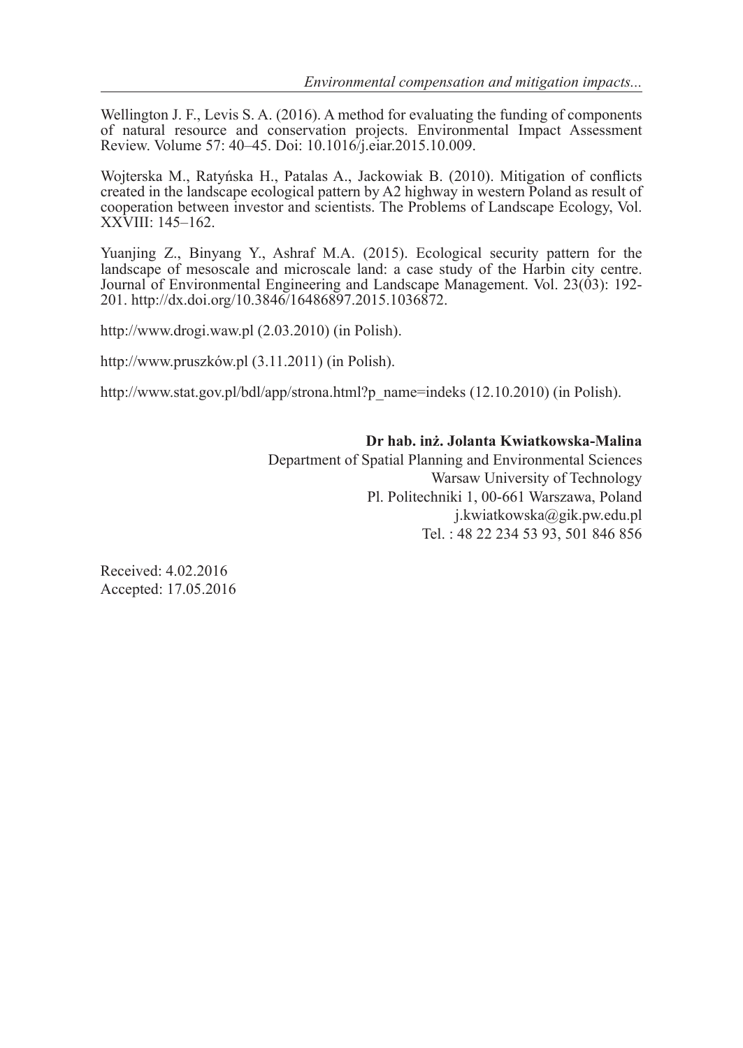Wellington J. F., Levis S. A. (2016). A method for evaluating the funding of components of natural resource and conservation projects. Environmental Impact Assessment Review. Volume 57: 40–45. Doi: 10.1016/j.eiar.2015.10.009.

Wojterska M., Ratyńska H., Patalas A., Jackowiak B. (2010). Mitigation of conflicts created in the landscape ecological pattern by A2 highway in western Poland as result of cooperation between investor and scientists. The Problems of Landscape Ecology, Vol. XXVIII: 145–162.

Yuanjing Z., Binyang Y., Ashraf M.A. (2015). Ecological security pattern for the landscape of mesoscale and microscale land: a case study of the Harbin city centre. Journal of Environmental Engineering and Landscape Management. Vol. 23(03): 192-201. http://dx.doi.org/10.3846/16486897.2015.1036872.

http://www.drogi.waw.pl (2.03.2010) (in Polish).

http://www.pruszków.pl (3.11.2011) (in Polish).

http://www.stat.gov.pl/bdl/app/strona.html?p_name=indeks (12.10.2010) (in Polish).

**Dr hab. inż. Jolanta Kwiatkowska-Malina**
Department of Spatial Planning and Environmental Sciences
Warsaw University of Technology
Pl. Politechniki 1, 00-661 Warszawa, Poland
j.kwiatkowska@gik.pw.edu.pl
Tel. : 48 22 234 53 93, 501 846 856

Received: 4.02.2016
Accepted: 17.05.2016